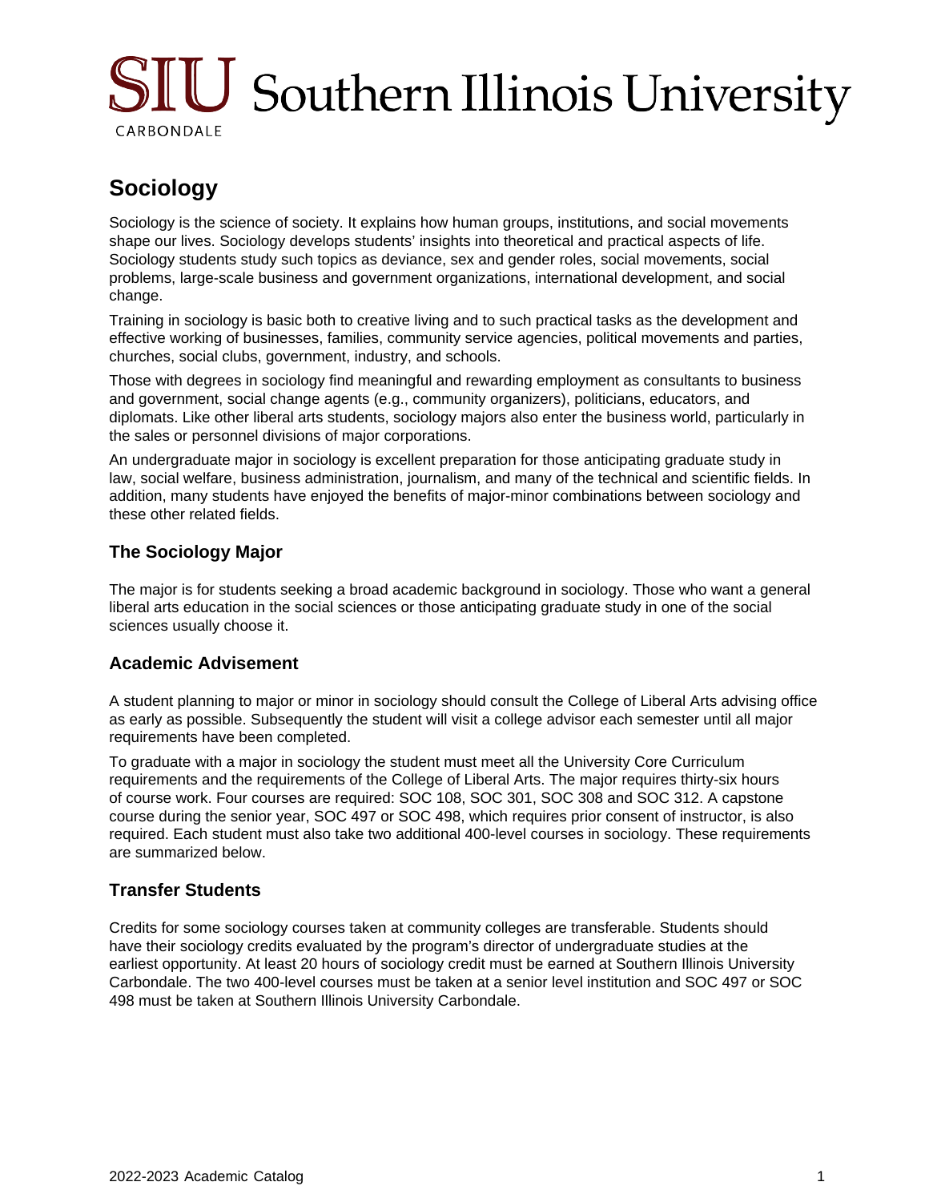# Sociology

Sociology is the science of society. It explains how human groups, institutions, and social movements shape our lives. Sociology develops students' insights into theoretical and practical aspects of life. Sociology students study such topics as deviance, sex and gender roles, social movements, social problems, large-scale business and government organizations, international development, and social change.

Training in sociology is basic both to creative living and to such practical tasks as the development and effective working of businesses, families, community service agencies, political movements and parties, churches, social clubs, government, industry, and schools.

Those with degrees in sociology find meaningful and rewarding employment as consultants to business and government, social change agents (e.g., community organizers), politicians, educators, and diplomats. Like other liberal arts students, sociology majors also enter the business world, particularly in the sales or personnel divisions of major corporations.

An undergraduate major in sociology is excellent preparation for those anticipating graduate study in law, social welfare, business administration, journalism, and many of the technical and scientific fields. In addition, many students have enjoyed the benefits of major-minor combinations between sociology and these other related fields.

## The Sociology Major

The major is for students seeking a broad academic background in sociology. Those who want a general liberal arts education in the social sciences or those anticipating graduate study in one of the social sciences usually choose it.

## Academic Advisement

A student planning to major or minor in sociology should consult the College of Liberal Arts advising office as early as possible. Subsequently the student will visit a college advisor each semester until all major requirements have been completed.

To graduate with a major in sociology the student must meet all the University Core Curriculum requirements and the requirements of the College of Liberal Arts. The major requires thirty-six hours of course work. Four courses are required: SOC 108, SOC 301, SOC 308 and SOC 312. A capstone course during the senior year, SOC 497 or SOC 498, which requires prior consent of instructor, is also required. Each student must also take two additional 400-level courses in sociology. These requirements are summarized below.

## Transfer Students

Credits for some sociology courses taken at community colleges are transferable. Students should have their sociology credits evaluated by the program's director of undergraduate studies at the earliest opportunity. At least 20 hours of sociology credit must be earned at Southern Illinois University Carbondale. The two 400-level courses must be taken at a senior level institution and SOC 497 or SOC 498 must be taken at Southern Illinois University Carbondale.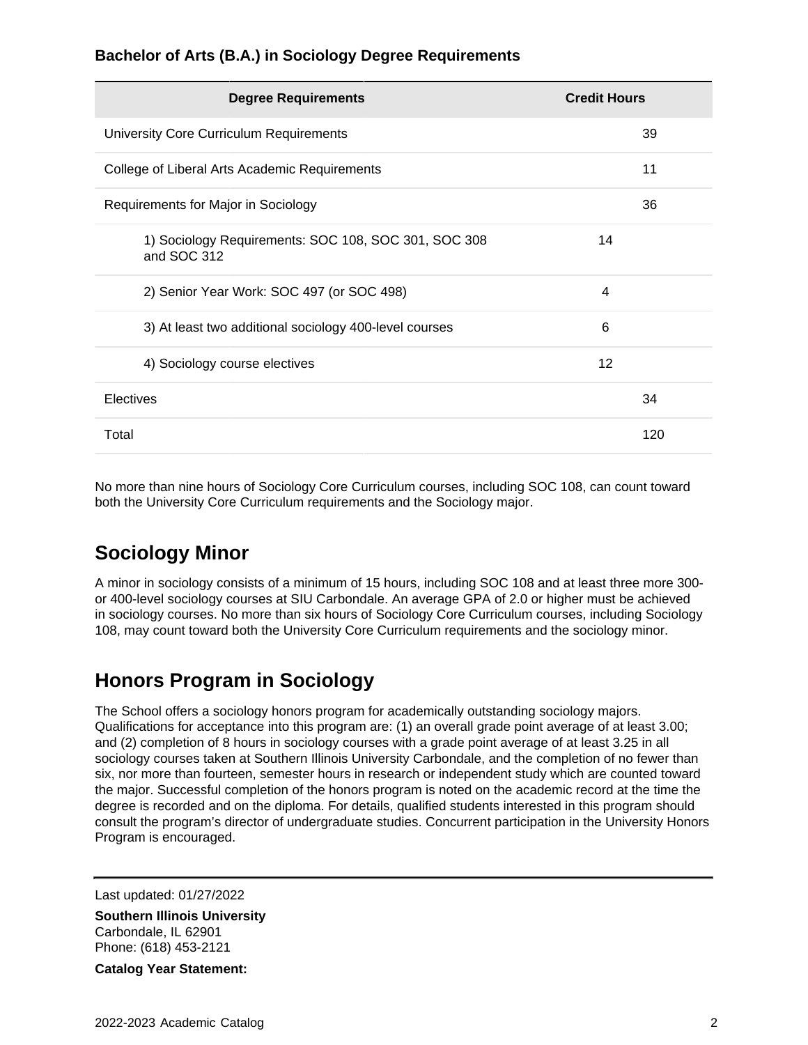### Bachelor of Arts (B.A.) in Sociology Degree Requirements

| Degree Requirements | Credit Hours | |
|---|---|---|
| University Core Curriculum Requirements | | 39 |
| College of Liberal Arts Academic Requirements | | 11 |
| Requirements for Major in Sociology | | 36 |
| 1) Sociology Requirements: SOC 108, SOC 301, SOC 308 and SOC 312 | 14 | |
| 2) Senior Year Work: SOC 497 (or SOC 498) | 4 | |
| 3) At least two additional sociology 400-level courses | 6 | |
| 4) Sociology course electives | 12 | |
| Electives | | 34 |
| Total | | 120 |

No more than nine hours of Sociology Core Curriculum courses, including SOC 108, can count toward both the University Core Curriculum requirements and the Sociology major.

## Sociology Minor

A minor in sociology consists of a minimum of 15 hours, including SOC 108 and at least three more 300- or 400-level sociology courses at SIU Carbondale. An average GPA of 2.0 or higher must be achieved in sociology courses. No more than six hours of Sociology Core Curriculum courses, including Sociology 108, may count toward both the University Core Curriculum requirements and the sociology minor.

## Honors Program in Sociology

The School offers a sociology honors program for academically outstanding sociology majors. Qualifications for acceptance into this program are: (1) an overall grade point average of at least 3.00; and (2) completion of 8 hours in sociology courses with a grade point average of at least 3.25 in all sociology courses taken at Southern Illinois University Carbondale, and the completion of no fewer than six, nor more than fourteen, semester hours in research or independent study which are counted toward the major. Successful completion of the honors program is noted on the academic record at the time the degree is recorded and on the diploma. For details, qualified students interested in this program should consult the program's director of undergraduate studies. Concurrent participation in the University Honors Program is encouraged.

---

Last updated: 01/27/2022

**Southern Illinois University**
Carbondale, IL 62901
Phone: (618) 453-2121

**Catalog Year Statement:**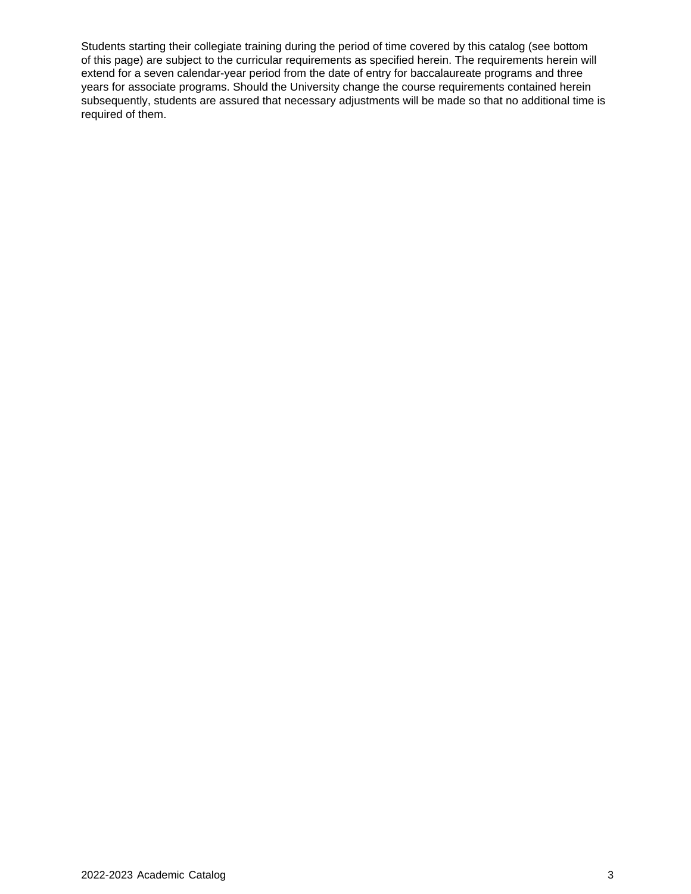Students starting their collegiate training during the period of time covered by this catalog (see bottom of this page) are subject to the curricular requirements as specified herein. The requirements herein will extend for a seven calendar-year period from the date of entry for baccalaureate programs and three years for associate programs. Should the University change the course requirements contained herein subsequently, students are assured that necessary adjustments will be made so that no additional time is required of them.